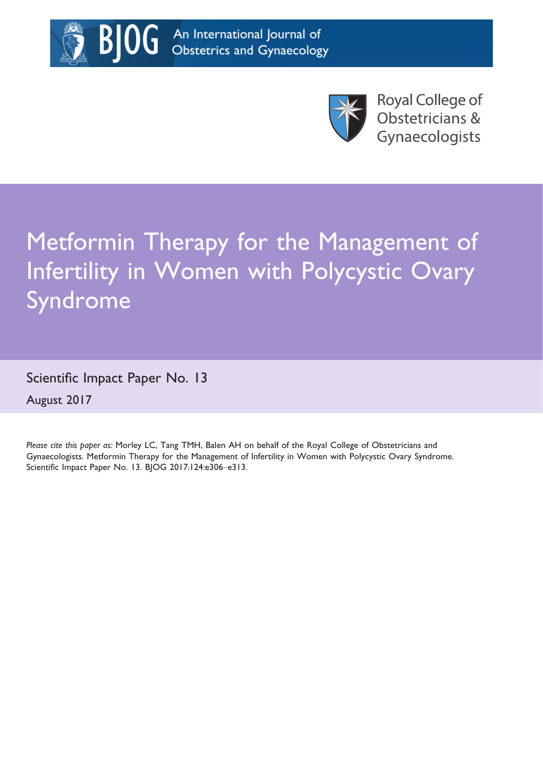BJOG An International Journal of Obstetrics and Gynaecology

Royal College of Obstetricians & Gynaecologists

# Metformin Therapy for the Management of Infertility in Women with Polycystic Ovary Syndrome

Scientific Impact Paper No. 13

August 2017

*Please cite this paper as:* Morley LC, Tang TMH, Balen AH on behalf of the Royal College of Obstetricians and Gynaecologists. Metformin Therapy for the Management of Infertility in Women with Polycystic Ovary Syndrome. Scientific Impact Paper No. 13. BJOG 2017;124:e306–e313.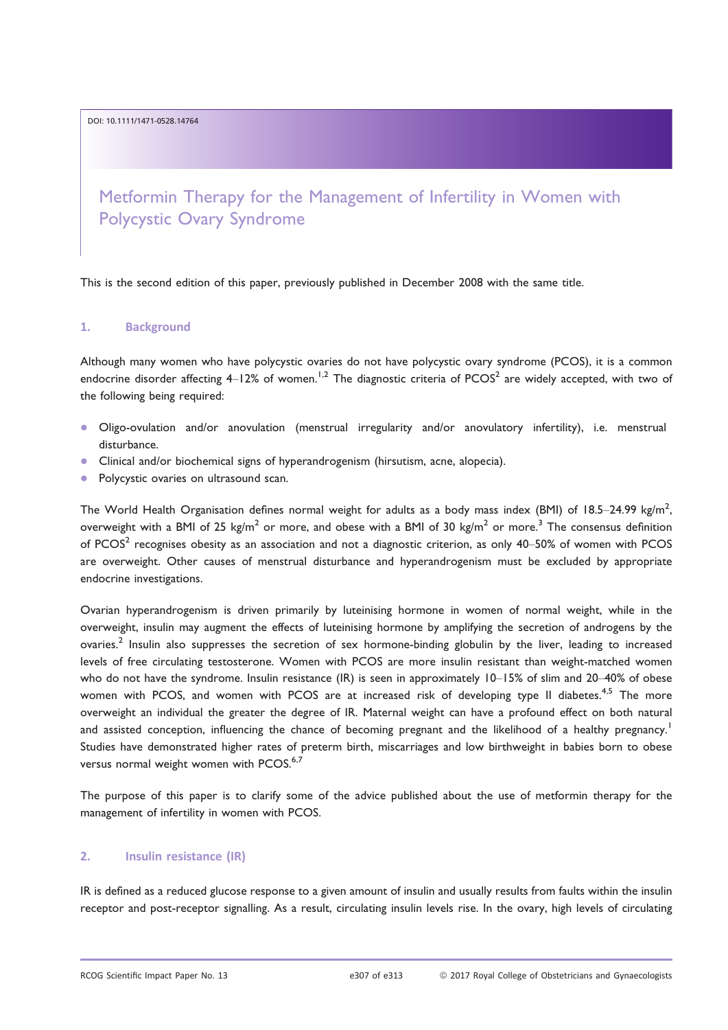DOI: 10.1111/1471-0528.14764

# Metformin Therapy for the Management of Infertility in Women with Polycystic Ovary Syndrome

This is the second edition of this paper, previously published in December 2008 with the same title.

## 1. Background

Although many women who have polycystic ovaries do not have polycystic ovary syndrome (PCOS), it is a common endocrine disorder affecting 4–12% of women.[1,2] The diagnostic criteria of PCOS[2] are widely accepted, with two of the following being required:

- Oligo-ovulation and/or anovulation (menstrual irregularity and/or anovulatory infertility), i.e. menstrual disturbance.
- Clinical and/or biochemical signs of hyperandrogenism (hirsutism, acne, alopecia).
- Polycystic ovaries on ultrasound scan.

The World Health Organisation defines normal weight for adults as a body mass index (BMI) of 18.5–24.99 kg/m$^2$, overweight with a BMI of 25 kg/m$^2$ or more, and obese with a BMI of 30 kg/m$^2$ or more.[3] The consensus definition of PCOS[2] recognises obesity as an association and not a diagnostic criterion, as only 40–50% of women with PCOS are overweight. Other causes of menstrual disturbance and hyperandrogenism must be excluded by appropriate endocrine investigations.

Ovarian hyperandrogenism is driven primarily by luteinising hormone in women of normal weight, while in the overweight, insulin may augment the effects of luteinising hormone by amplifying the secretion of androgens by the ovaries.[2] Insulin also suppresses the secretion of sex hormone-binding globulin by the liver, leading to increased levels of free circulating testosterone. Women with PCOS are more insulin resistant than weight-matched women who do not have the syndrome. Insulin resistance (IR) is seen in approximately 10–15% of slim and 20–40% of obese women with PCOS, and women with PCOS are at increased risk of developing type II diabetes.[4,5] The more overweight an individual the greater the degree of IR. Maternal weight can have a profound effect on both natural and assisted conception, influencing the chance of becoming pregnant and the likelihood of a healthy pregnancy.[1] Studies have demonstrated higher rates of preterm birth, miscarriages and low birthweight in babies born to obese versus normal weight women with PCOS.[6,7]

The purpose of this paper is to clarify some of the advice published about the use of metformin therapy for the management of infertility in women with PCOS.

## 2. Insulin resistance (IR)

IR is defined as a reduced glucose response to a given amount of insulin and usually results from faults within the insulin receptor and post-receptor signalling. As a result, circulating insulin levels rise. In the ovary, high levels of circulating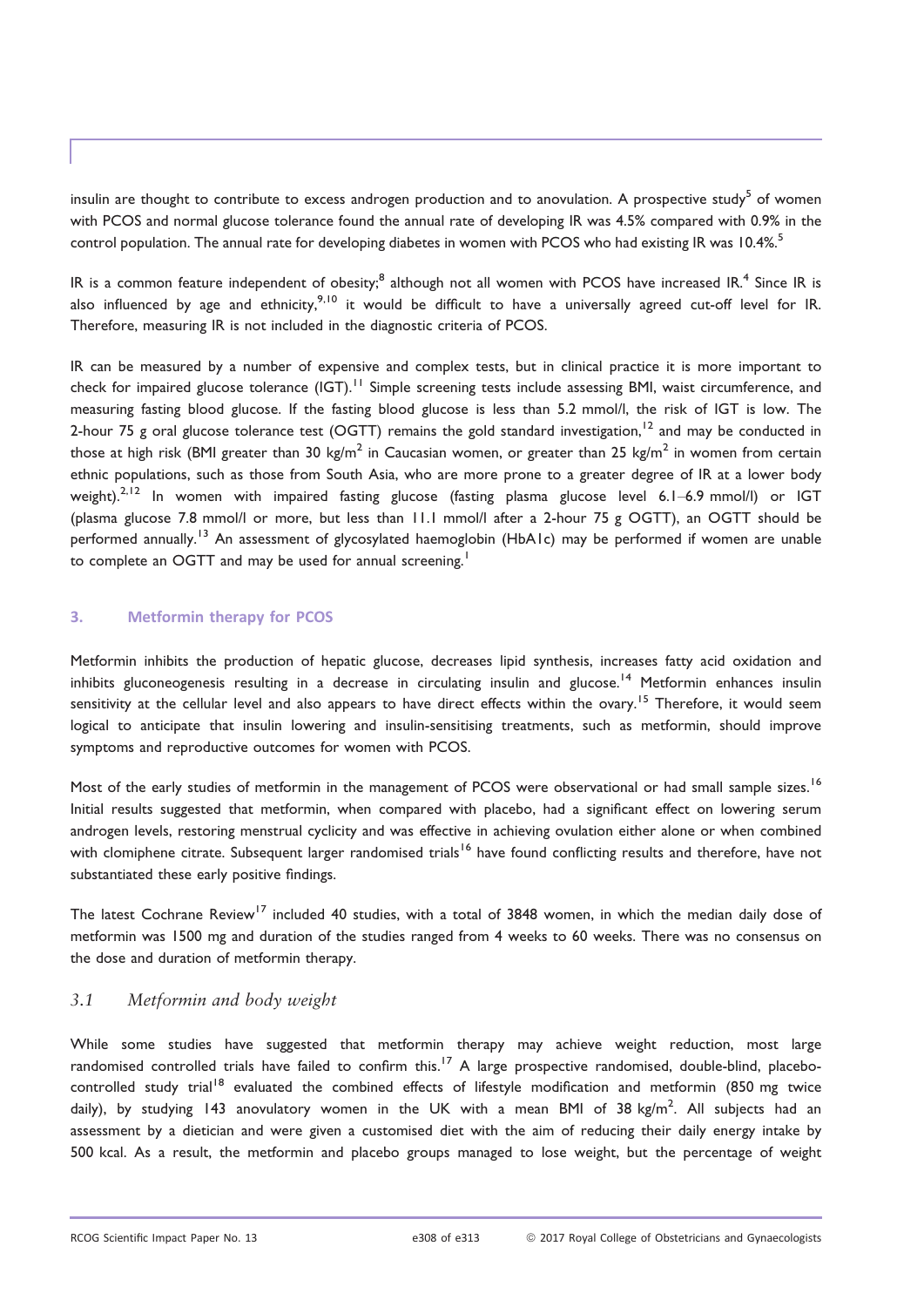insulin are thought to contribute to excess androgen production and to anovulation. A prospective study[5] of women with PCOS and normal glucose tolerance found the annual rate of developing IR was 4.5% compared with 0.9% in the control population. The annual rate for developing diabetes in women with PCOS who had existing IR was 10.4%.[5]

IR is a common feature independent of obesity;[8] although not all women with PCOS have increased IR.[4] Since IR is also influenced by age and ethnicity,[9,10] it would be difficult to have a universally agreed cut-off level for IR. Therefore, measuring IR is not included in the diagnostic criteria of PCOS.

IR can be measured by a number of expensive and complex tests, but in clinical practice it is more important to check for impaired glucose tolerance (IGT).[11] Simple screening tests include assessing BMI, waist circumference, and measuring fasting blood glucose. If the fasting blood glucose is less than 5.2 mmol/l, the risk of IGT is low. The 2-hour 75 g oral glucose tolerance test (OGTT) remains the gold standard investigation,[12] and may be conducted in those at high risk (BMI greater than 30 kg/m$^2$ in Caucasian women, or greater than 25 kg/m$^2$ in women from certain ethnic populations, such as those from South Asia, who are more prone to a greater degree of IR at a lower body weight).[2,12] In women with impaired fasting glucose (fasting plasma glucose level 6.1–6.9 mmol/l) or IGT (plasma glucose 7.8 mmol/l or more, but less than 11.1 mmol/l after a 2-hour 75 g OGTT), an OGTT should be performed annually.[13] An assessment of glycosylated haemoglobin (HbA1c) may be performed if women are unable to complete an OGTT and may be used for annual screening.[1]

## 3. Metformin therapy for PCOS

Metformin inhibits the production of hepatic glucose, decreases lipid synthesis, increases fatty acid oxidation and inhibits gluconeogenesis resulting in a decrease in circulating insulin and glucose.[14] Metformin enhances insulin sensitivity at the cellular level and also appears to have direct effects within the ovary.[15] Therefore, it would seem logical to anticipate that insulin lowering and insulin-sensitising treatments, such as metformin, should improve symptoms and reproductive outcomes for women with PCOS.

Most of the early studies of metformin in the management of PCOS were observational or had small sample sizes.[16] Initial results suggested that metformin, when compared with placebo, had a significant effect on lowering serum androgen levels, restoring menstrual cyclicity and was effective in achieving ovulation either alone or when combined with clomiphene citrate. Subsequent larger randomised trials[16] have found conflicting results and therefore, have not substantiated these early positive findings.

The latest Cochrane Review[17] included 40 studies, with a total of 3848 women, in which the median daily dose of metformin was 1500 mg and duration of the studies ranged from 4 weeks to 60 weeks. There was no consensus on the dose and duration of metformin therapy.

### *3.1 Metformin and body weight*

While some studies have suggested that metformin therapy may achieve weight reduction, most large randomised controlled trials have failed to confirm this.[17] A large prospective randomised, double-blind, placebo-controlled study trial[18] evaluated the combined effects of lifestyle modification and metformin (850 mg twice daily), by studying 143 anovulatory women in the UK with a mean BMI of 38 kg/m$^2$. All subjects had an assessment by a dietician and were given a customised diet with the aim of reducing their daily energy intake by 500 kcal. As a result, the metformin and placebo groups managed to lose weight, but the percentage of weight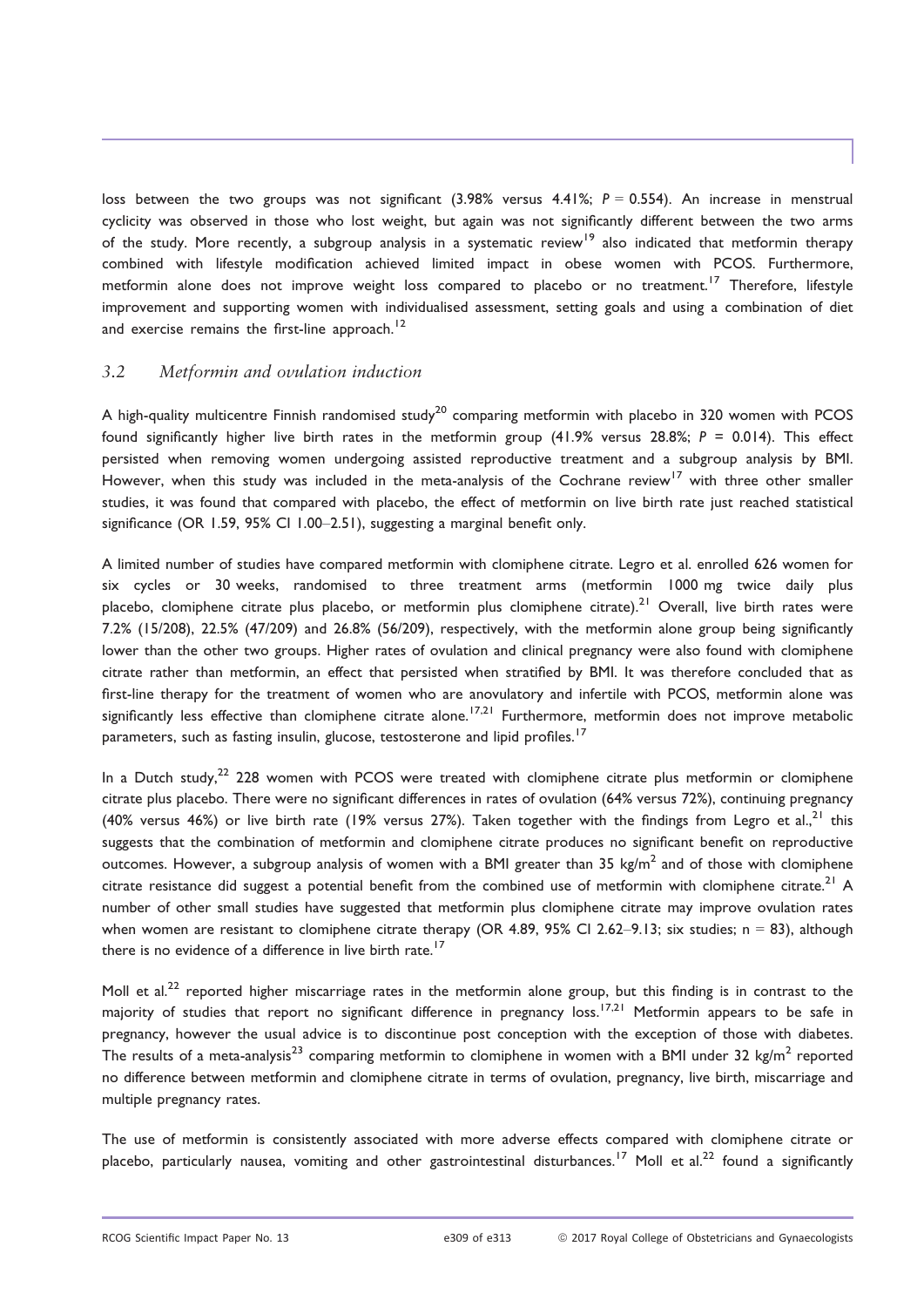loss between the two groups was not significant (3.98% versus 4.41%; $P = 0.554$). An increase in menstrual cyclicity was observed in those who lost weight, but again was not significantly different between the two arms of the study. More recently, a subgroup analysis in a systematic review[19] also indicated that metformin therapy combined with lifestyle modification achieved limited impact in obese women with PCOS. Furthermore, metformin alone does not improve weight loss compared to placebo or no treatment.[17] Therefore, lifestyle improvement and supporting women with individualised assessment, setting goals and using a combination of diet and exercise remains the first-line approach.[12]

### *3.2 Metformin and ovulation induction*

A high-quality multicentre Finnish randomised study[20] comparing metformin with placebo in 320 women with PCOS found significantly higher live birth rates in the metformin group (41.9% versus 28.8%; $P = 0.014$). This effect persisted when removing women undergoing assisted reproductive treatment and a subgroup analysis by BMI. However, when this study was included in the meta-analysis of the Cochrane review[17] with three other smaller studies, it was found that compared with placebo, the effect of metformin on live birth rate just reached statistical significance (OR 1.59, 95% CI 1.00–2.51), suggesting a marginal benefit only.

A limited number of studies have compared metformin with clomiphene citrate. Legro et al. enrolled 626 women for six cycles or 30 weeks, randomised to three treatment arms (metformin 1000 mg twice daily plus placebo, clomiphene citrate plus placebo, or metformin plus clomiphene citrate).[21] Overall, live birth rates were 7.2% (15/208), 22.5% (47/209) and 26.8% (56/209), respectively, with the metformin alone group being significantly lower than the other two groups. Higher rates of ovulation and clinical pregnancy were also found with clomiphene citrate rather than metformin, an effect that persisted when stratified by BMI. It was therefore concluded that as first-line therapy for the treatment of women who are anovulatory and infertile with PCOS, metformin alone was significantly less effective than clomiphene citrate alone.[17,21] Furthermore, metformin does not improve metabolic parameters, such as fasting insulin, glucose, testosterone and lipid profiles.[17]

In a Dutch study,[22] 228 women with PCOS were treated with clomiphene citrate plus metformin or clomiphene citrate plus placebo. There were no significant differences in rates of ovulation (64% versus 72%), continuing pregnancy (40% versus 46%) or live birth rate (19% versus 27%). Taken together with the findings from Legro et al.,[21] this suggests that the combination of metformin and clomiphene citrate produces no significant benefit on reproductive outcomes. However, a subgroup analysis of women with a BMI greater than 35 kg/m$^2$ and of those with clomiphene citrate resistance did suggest a potential benefit from the combined use of metformin with clomiphene citrate.[21] A number of other small studies have suggested that metformin plus clomiphene citrate may improve ovulation rates when women are resistant to clomiphene citrate therapy (OR 4.89, 95% CI 2.62–9.13; six studies; $n = 83$), although there is no evidence of a difference in live birth rate.[17]

Moll et al.[22] reported higher miscarriage rates in the metformin alone group, but this finding is in contrast to the majority of studies that report no significant difference in pregnancy loss.[17,21] Metformin appears to be safe in pregnancy, however the usual advice is to discontinue post conception with the exception of those with diabetes. The results of a meta-analysis[23] comparing metformin to clomiphene in women with a BMI under 32 kg/m$^2$ reported no difference between metformin and clomiphene citrate in terms of ovulation, pregnancy, live birth, miscarriage and multiple pregnancy rates.

The use of metformin is consistently associated with more adverse effects compared with clomiphene citrate or placebo, particularly nausea, vomiting and other gastrointestinal disturbances.[17] Moll et al.[22] found a significantly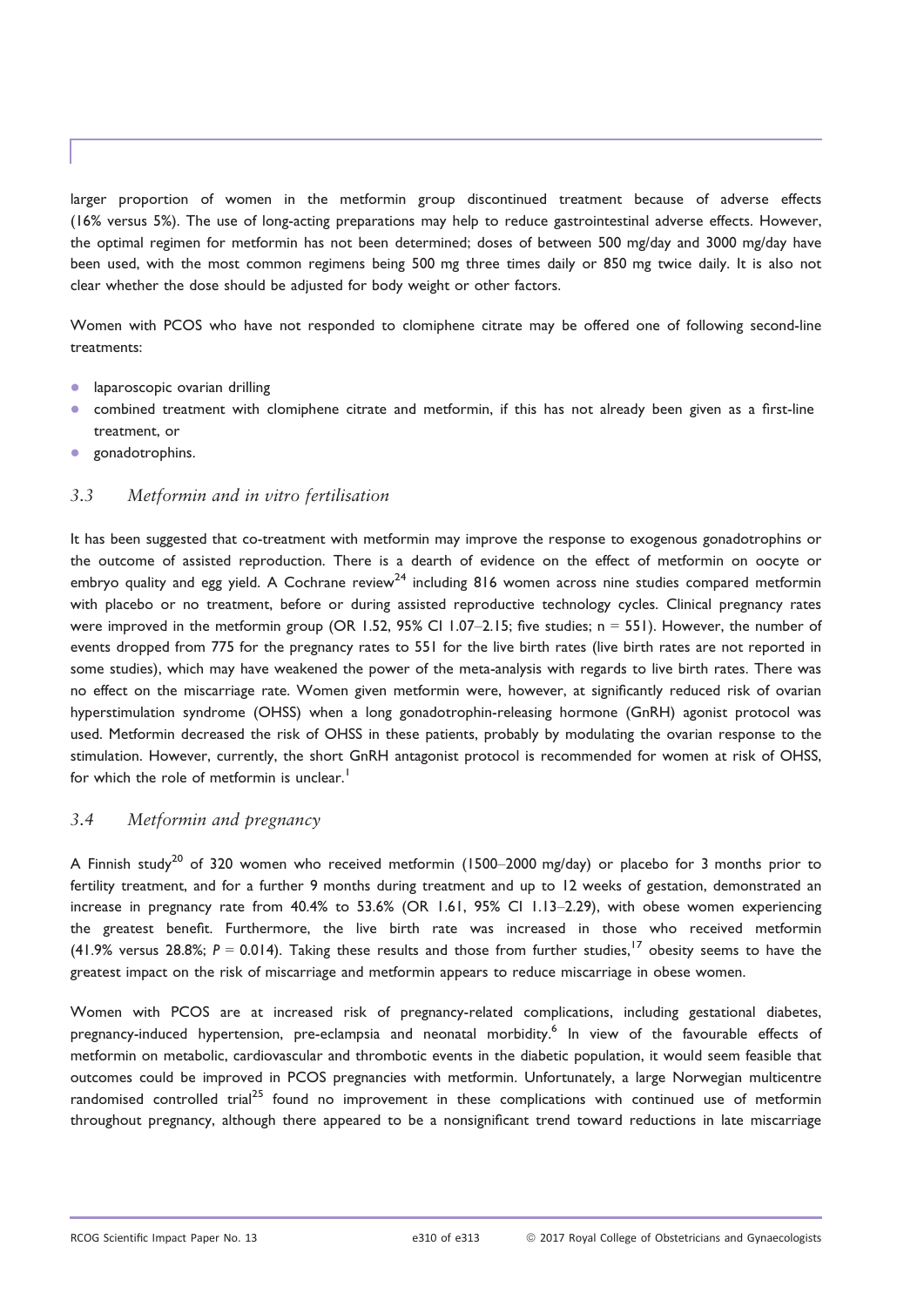larger proportion of women in the metformin group discontinued treatment because of adverse effects (16% versus 5%). The use of long-acting preparations may help to reduce gastrointestinal adverse effects. However, the optimal regimen for metformin has not been determined; doses of between 500 mg/day and 3000 mg/day have been used, with the most common regimens being 500 mg three times daily or 850 mg twice daily. It is also not clear whether the dose should be adjusted for body weight or other factors.

Women with PCOS who have not responded to clomiphene citrate may be offered one of following second-line treatments:

- laparoscopic ovarian drilling
- combined treatment with clomiphene citrate and metformin, if this has not already been given as a first-line treatment, or
- gonadotrophins.

### *3.3 Metformin and in vitro fertilisation*

It has been suggested that co-treatment with metformin may improve the response to exogenous gonadotrophins or the outcome of assisted reproduction. There is a dearth of evidence on the effect of metformin on oocyte or embryo quality and egg yield. A Cochrane review[24] including 816 women across nine studies compared metformin with placebo or no treatment, before or during assisted reproductive technology cycles. Clinical pregnancy rates were improved in the metformin group (OR 1.52, 95% CI 1.07–2.15; five studies; n = 551). However, the number of events dropped from 775 for the pregnancy rates to 551 for the live birth rates (live birth rates are not reported in some studies), which may have weakened the power of the meta-analysis with regards to live birth rates. There was no effect on the miscarriage rate. Women given metformin were, however, at significantly reduced risk of ovarian hyperstimulation syndrome (OHSS) when a long gonadotrophin-releasing hormone (GnRH) agonist protocol was used. Metformin decreased the risk of OHSS in these patients, probably by modulating the ovarian response to the stimulation. However, currently, the short GnRH antagonist protocol is recommended for women at risk of OHSS, for which the role of metformin is unclear.[1]

### *3.4 Metformin and pregnancy*

A Finnish study[20] of 320 women who received metformin (1500–2000 mg/day) or placebo for 3 months prior to fertility treatment, and for a further 9 months during treatment and up to 12 weeks of gestation, demonstrated an increase in pregnancy rate from 40.4% to 53.6% (OR 1.61, 95% CI 1.13–2.29), with obese women experiencing the greatest benefit. Furthermore, the live birth rate was increased in those who received metformin (41.9% versus 28.8%; $P = 0.014$). Taking these results and those from further studies,[17] obesity seems to have the greatest impact on the risk of miscarriage and metformin appears to reduce miscarriage in obese women.

Women with PCOS are at increased risk of pregnancy-related complications, including gestational diabetes, pregnancy-induced hypertension, pre-eclampsia and neonatal morbidity.[6] In view of the favourable effects of metformin on metabolic, cardiovascular and thrombotic events in the diabetic population, it would seem feasible that outcomes could be improved in PCOS pregnancies with metformin. Unfortunately, a large Norwegian multicentre randomised controlled trial[25] found no improvement in these complications with continued use of metformin throughout pregnancy, although there appeared to be a nonsignificant trend toward reductions in late miscarriage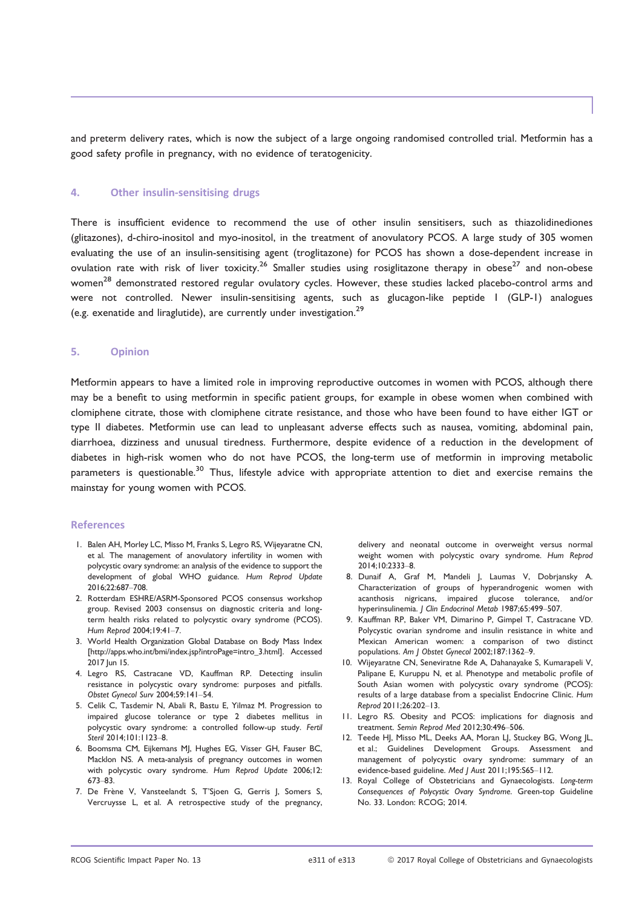and preterm delivery rates, which is now the subject of a large ongoing randomised controlled trial. Metformin has a good safety profile in pregnancy, with no evidence of teratogenicity.

## 4. Other insulin-sensitising drugs

There is insufficient evidence to recommend the use of other insulin sensitisers, such as thiazolidinediones (glitazones), d-chiro-inositol and myo-inositol, in the treatment of anovulatory PCOS. A large study of 305 women evaluating the use of an insulin-sensitising agent (troglitazone) for PCOS has shown a dose-dependent increase in ovulation rate with risk of liver toxicity.[26] Smaller studies using rosiglitazone therapy in obese[27] and non-obese women[28] demonstrated restored regular ovulatory cycles. However, these studies lacked placebo-control arms and were not controlled. Newer insulin-sensitising agents, such as glucagon-like peptide 1 (GLP-1) analogues (e.g. exenatide and liraglutide), are currently under investigation.[29]

## 5. Opinion

Metformin appears to have a limited role in improving reproductive outcomes in women with PCOS, although there may be a benefit to using metformin in specific patient groups, for example in obese women when combined with clomiphene citrate, those with clomiphene citrate resistance, and those who have been found to have either IGT or type II diabetes. Metformin use can lead to unpleasant adverse effects such as nausea, vomiting, abdominal pain, diarrhoea, dizziness and unusual tiredness. Furthermore, despite evidence of a reduction in the development of diabetes in high-risk women who do not have PCOS, the long-term use of metformin in improving metabolic parameters is questionable.[30] Thus, lifestyle advice with appropriate attention to diet and exercise remains the mainstay for young women with PCOS.

## References

1. Balen AH, Morley LC, Misso M, Franks S, Legro RS, Wijeyaratne CN, et al. The management of anovulatory infertility in women with polycystic ovary syndrome: an analysis of the evidence to support the development of global WHO guidance. *Hum Reprod Update* 2016;22:687–708.
2. Rotterdam ESHRE/ASRM-Sponsored PCOS consensus workshop group. Revised 2003 consensus on diagnostic criteria and long-term health risks related to polycystic ovary syndrome (PCOS). *Hum Reprod* 2004;19:41–7.
3. World Health Organization Global Database on Body Mass Index [http://apps.who.int/bmi/index.jsp?introPage=intro_3.html]. Accessed 2017 Jun 15.
4. Legro RS, Castracane VD, Kauffman RP. Detecting insulin resistance in polycystic ovary syndrome: purposes and pitfalls. *Obstet Gynecol Surv* 2004;59:141–54.
5. Celik C, Tasdemir N, Abali R, Bastu E, Yilmaz M. Progression to impaired glucose tolerance or type 2 diabetes mellitus in polycystic ovary syndrome: a controlled follow-up study. *Fertil Steril* 2014;101:1123–8.
6. Boomsma CM, Eijkemans MJ, Hughes EG, Visser GH, Fauser BC, Macklon NS. A meta-analysis of pregnancy outcomes in women with polycystic ovary syndrome. *Hum Reprod Update* 2006;12:673–83.
7. De Frène V, Vansteelandt S, T'Sjoen G, Gerris J, Somers S, Vercruysse L, et al. A retrospective study of the pregnancy, delivery and neonatal outcome in overweight versus normal weight women with polycystic ovary syndrome. *Hum Reprod* 2014;10:2333–8.
8. Dunaif A, Graf M, Mandeli J, Laumas V, Dobrjansky A. Characterization of groups of hyperandrogenic women with acanthosis nigricans, impaired glucose tolerance, and/or hyperinsulinemia. *J Clin Endocrinol Metab* 1987;65:499–507.
9. Kauffman RP, Baker VM, Dimarino P, Gimpel T, Castracane VD. Polycystic ovarian syndrome and insulin resistance in white and Mexican American women: a comparison of two distinct populations. *Am J Obstet Gynecol* 2002;187:1362–9.
10. Wijeyaratne CN, Seneviratne Rde A, Dahanayake S, Kumarapeli V, Palipane E, Kuruppu N, et al. Phenotype and metabolic profile of South Asian women with polycystic ovary syndrome (PCOS): results of a large database from a specialist Endocrine Clinic. *Hum Reprod* 2011;26:202–13.
11. Legro RS. Obesity and PCOS: implications for diagnosis and treatment. *Semin Reprod Med* 2012;30:496–506.
12. Teede HJ, Misso ML, Deeks AA, Moran LJ, Stuckey BG, Wong JL, et al.; Guidelines Development Groups. Assessment and management of polycystic ovary syndrome: summary of an evidence-based guideline. *Med J Aust* 2011;195:S65–112.
13. Royal College of Obstetricians and Gynaecologists. *Long-term Consequences of Polycystic Ovary Syndrome*. Green-top Guideline No. 33. London: RCOG; 2014.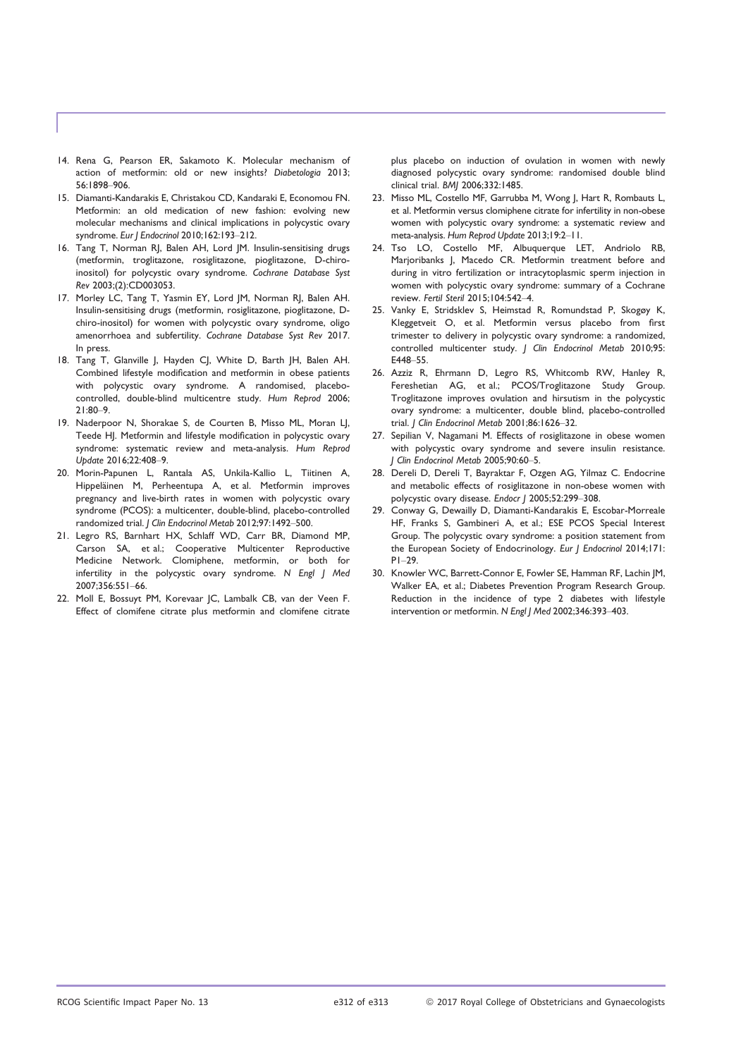14. Rena G, Pearson ER, Sakamoto K. Molecular mechanism of action of metformin: old or new insights? *Diabetologia* 2013; 56:1898–906.
15. Diamanti-Kandarakis E, Christakou CD, Kandaraki E, Economou FN. Metformin: an old medication of new fashion: evolving new molecular mechanisms and clinical implications in polycystic ovary syndrome. *Eur J Endocrinol* 2010;162:193–212.
16. Tang T, Norman RJ, Balen AH, Lord JM. Insulin-sensitising drugs (metformin, troglitazone, rosiglitazone, pioglitazone, D-chiro-inositol) for polycystic ovary syndrome. *Cochrane Database Syst Rev* 2003;(2):CD003053.
17. Morley LC, Tang T, Yasmin EY, Lord JM, Norman RJ, Balen AH. Insulin-sensitising drugs (metformin, rosiglitazone, pioglitazone, D-chiro-inositol) for women with polycystic ovary syndrome, oligo amenorrhoea and subfertility. *Cochrane Database Syst Rev* 2017. In press.
18. Tang T, Glanville J, Hayden CJ, White D, Barth JH, Balen AH. Combined lifestyle modification and metformin in obese patients with polycystic ovary syndrome. A randomised, placebo-controlled, double-blind multicentre study. *Hum Reprod* 2006; 21:80–9.
19. Naderpoor N, Shorakae S, de Courten B, Misso ML, Moran LJ, Teede HJ. Metformin and lifestyle modification in polycystic ovary syndrome: systematic review and meta-analysis. *Hum Reprod Update* 2016;22:408–9.
20. Morin-Papunen L, Rantala AS, Unkila-Kallio L, Tiitinen A, Hippeläinen M, Perheentupa A, et al. Metformin improves pregnancy and live-birth rates in women with polycystic ovary syndrome (PCOS): a multicenter, double-blind, placebo-controlled randomized trial. *J Clin Endocrinol Metab* 2012;97:1492–500.
21. Legro RS, Barnhart HX, Schlaff WD, Carr BR, Diamond MP, Carson SA, et al.; Cooperative Multicenter Reproductive Medicine Network. Clomiphene, metformin, or both for infertility in the polycystic ovary syndrome. *N Engl J Med* 2007;356:551–66.
22. Moll E, Bossuyt PM, Korevaar JC, Lambalk CB, van der Veen F. Effect of clomifene citrate plus metformin and clomifene citrate plus placebo on induction of ovulation in women with newly diagnosed polycystic ovary syndrome: randomised double blind clinical trial. *BMJ* 2006;332:1485.
23. Misso ML, Costello MF, Garrubba M, Wong J, Hart R, Rombauts L, et al. Metformin versus clomiphene citrate for infertility in non-obese women with polycystic ovary syndrome: a systematic review and meta-analysis. *Hum Reprod Update* 2013;19:2–11.
24. Tso LO, Costello MF, Albuquerque LET, Andriolo RB, Marjoribanks J, Macedo CR. Metformin treatment before and during in vitro fertilization or intracytoplasmic sperm injection in women with polycystic ovary syndrome: summary of a Cochrane review. *Fertil Steril* 2015;104:542–4.
25. Vanky E, Stridsklev S, Heimstad R, Romundstad P, Skogøy K, Kleggetveit O, et al. Metformin versus placebo from first trimester to delivery in polycystic ovary syndrome: a randomized, controlled multicenter study. *J Clin Endocrinol Metab* 2010;95: E448–55.
26. Azziz R, Ehrmann D, Legro RS, Whitcomb RW, Hanley R, Fereshetian AG, et al.; PCOS/Troglitazone Study Group. Troglitazone improves ovulation and hirsutism in the polycystic ovary syndrome: a multicenter, double blind, placebo-controlled trial. *J Clin Endocrinol Metab* 2001;86:1626–32.
27. Sepilian V, Nagamani M. Effects of rosiglitazone in obese women with polycystic ovary syndrome and severe insulin resistance. *J Clin Endocrinol Metab* 2005;90:60–5.
28. Dereli D, Dereli T, Bayraktar F, Ozgen AG, Yilmaz C. Endocrine and metabolic effects of rosiglitazone in non-obese women with polycystic ovary disease. *Endocr J* 2005;52:299–308.
29. Conway G, Dewailly D, Diamanti-Kandarakis E, Escobar-Morreale HF, Franks S, Gambineri A, et al.; ESE PCOS Special Interest Group. The polycystic ovary syndrome: a position statement from the European Society of Endocrinology. *Eur J Endocrinol* 2014;171: P1–29.
30. Knowler WC, Barrett-Connor E, Fowler SE, Hamman RF, Lachin JM, Walker EA, et al.; Diabetes Prevention Program Research Group. Reduction in the incidence of type 2 diabetes with lifestyle intervention or metformin. *N Engl J Med* 2002;346:393–403.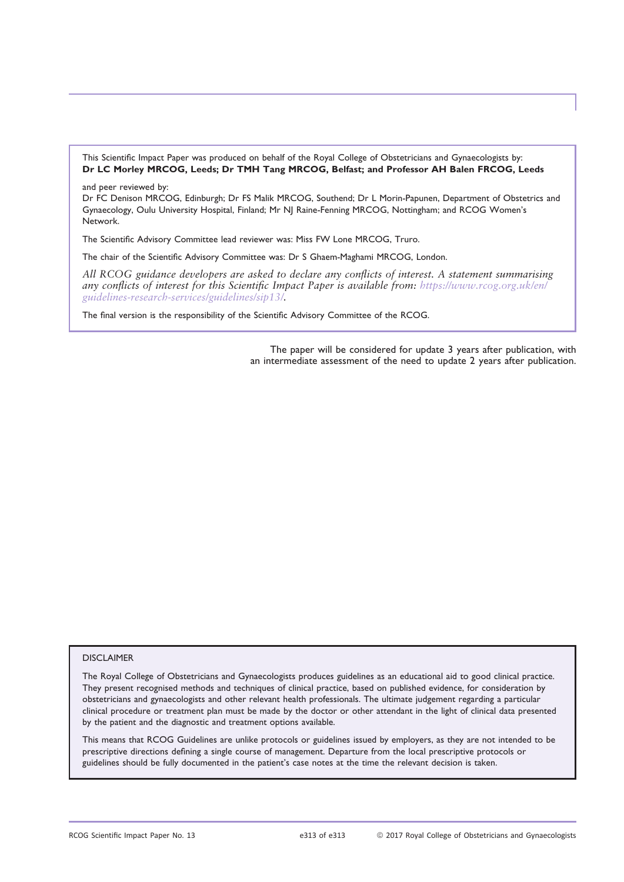This Scientific Impact Paper was produced on behalf of the Royal College of Obstetricians and Gynaecologists by:
**Dr LC Morley MRCOG, Leeds; Dr TMH Tang MRCOG, Belfast; and Professor AH Balen FRCOG, Leeds**

and peer reviewed by:
Dr FC Denison MRCOG, Edinburgh; Dr FS Malik MRCOG, Southend; Dr L Morin-Papunen, Department of Obstetrics and Gynaecology, Oulu University Hospital, Finland; Mr NJ Raine-Fenning MRCOG, Nottingham; and RCOG Women's Network.

The Scientific Advisory Committee lead reviewer was: Miss FW Lone MRCOG, Truro.

The chair of the Scientific Advisory Committee was: Dr S Ghaem-Maghami MRCOG, London.

*All RCOG guidance developers are asked to declare any conflicts of interest. A statement summarising any conflicts of interest for this Scientific Impact Paper is available from: https://www.rcog.org.uk/en/guidelines-research-services/guidelines/sip13/.*

The final version is the responsibility of the Scientific Advisory Committee of the RCOG.

The paper will be considered for update 3 years after publication, with an intermediate assessment of the need to update 2 years after publication.

DISCLAIMER

The Royal College of Obstetricians and Gynaecologists produces guidelines as an educational aid to good clinical practice. They present recognised methods and techniques of clinical practice, based on published evidence, for consideration by obstetricians and gynaecologists and other relevant health professionals. The ultimate judgement regarding a particular clinical procedure or treatment plan must be made by the doctor or other attendant in the light of clinical data presented by the patient and the diagnostic and treatment options available.

This means that RCOG Guidelines are unlike protocols or guidelines issued by employers, as they are not intended to be prescriptive directions defining a single course of management. Departure from the local prescriptive protocols or guidelines should be fully documented in the patient's case notes at the time the relevant decision is taken.